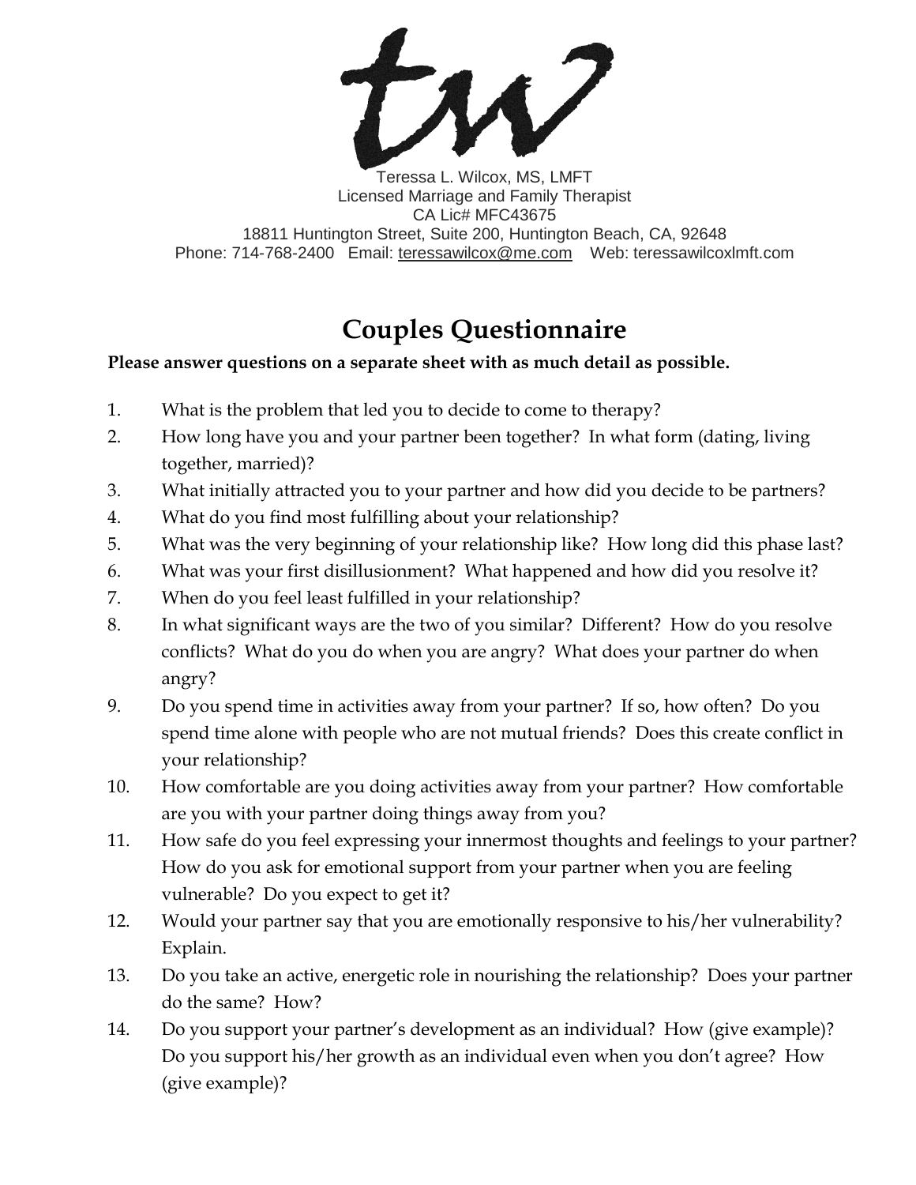Teressa L. Wilcox, MS, LMFT
Licensed Marriage and Family Therapist
CA Lic# MFC43675
18811 Huntington Street, Suite 200, Huntington Beach, CA, 92648
Phone: 714-768-2400 Email: teressawilcox@me.com Web: teressawilcoxlmft.com

# Couples Questionnaire

**Please answer questions on a separate sheet with as much detail as possible.**

1. What is the problem that led you to decide to come to therapy?
2. How long have you and your partner been together? In what form (dating, living together, married)?
3. What initially attracted you to your partner and how did you decide to be partners?
4. What do you find most fulfilling about your relationship?
5. What was the very beginning of your relationship like? How long did this phase last?
6. What was your first disillusionment? What happened and how did you resolve it?
7. When do you feel least fulfilled in your relationship?
8. In what significant ways are the two of you similar? Different? How do you resolve conflicts? What do you do when you are angry? What does your partner do when angry?
9. Do you spend time in activities away from your partner? If so, how often? Do you spend time alone with people who are not mutual friends? Does this create conflict in your relationship?
10. How comfortable are you doing activities away from your partner? How comfortable are you with your partner doing things away from you?
11. How safe do you feel expressing your innermost thoughts and feelings to your partner? How do you ask for emotional support from your partner when you are feeling vulnerable? Do you expect to get it?
12. Would your partner say that you are emotionally responsive to his/her vulnerability? Explain.
13. Do you take an active, energetic role in nourishing the relationship? Does your partner do the same? How?
14. Do you support your partner's development as an individual? How (give example)? Do you support his/her growth as an individual even when you don't agree? How (give example)?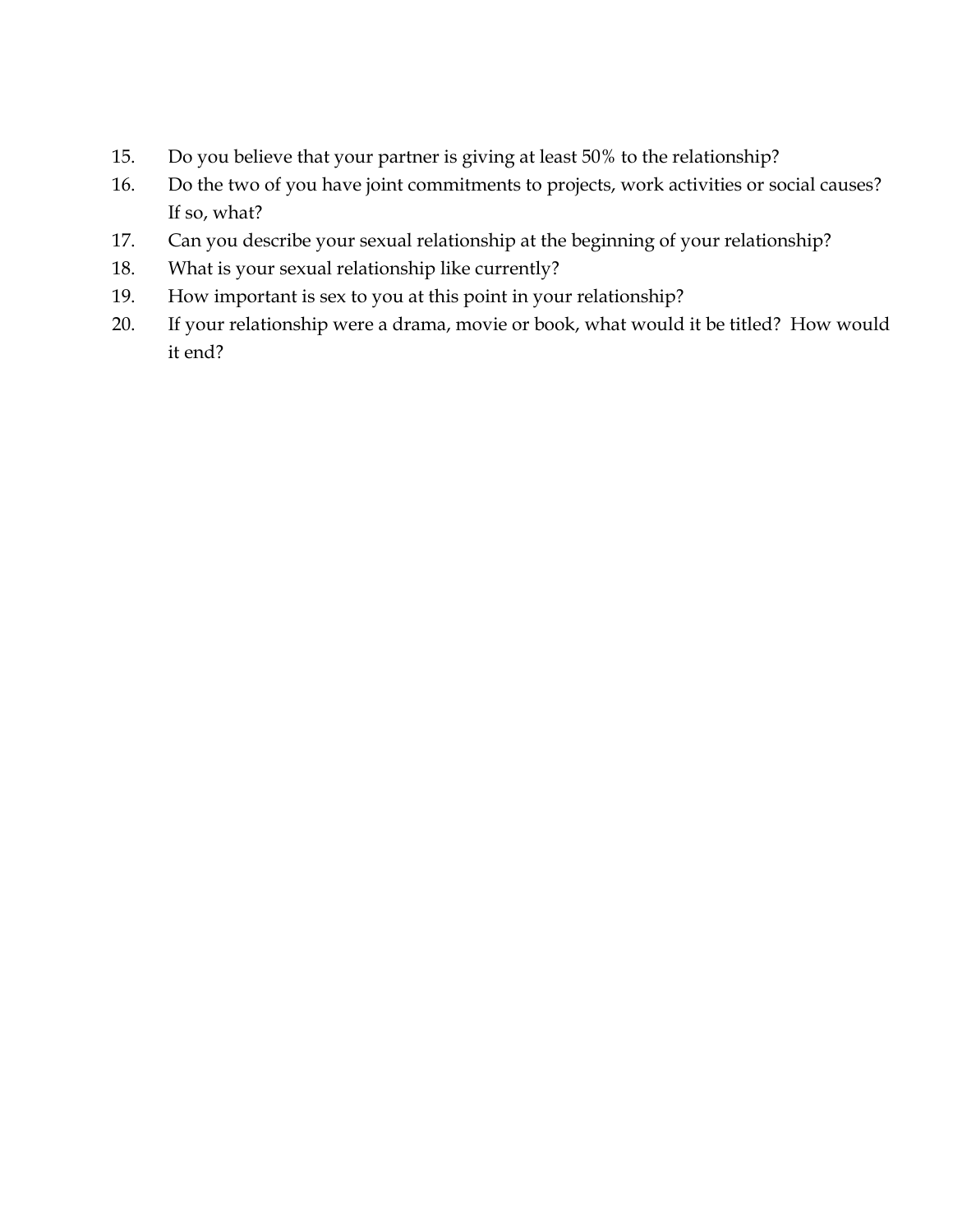15. Do you believe that your partner is giving at least 50% to the relationship?
16. Do the two of you have joint commitments to projects, work activities or social causes? If so, what?
17. Can you describe your sexual relationship at the beginning of your relationship?
18. What is your sexual relationship like currently?
19. How important is sex to you at this point in your relationship?
20. If your relationship were a drama, movie or book, what would it be titled? How would it end?